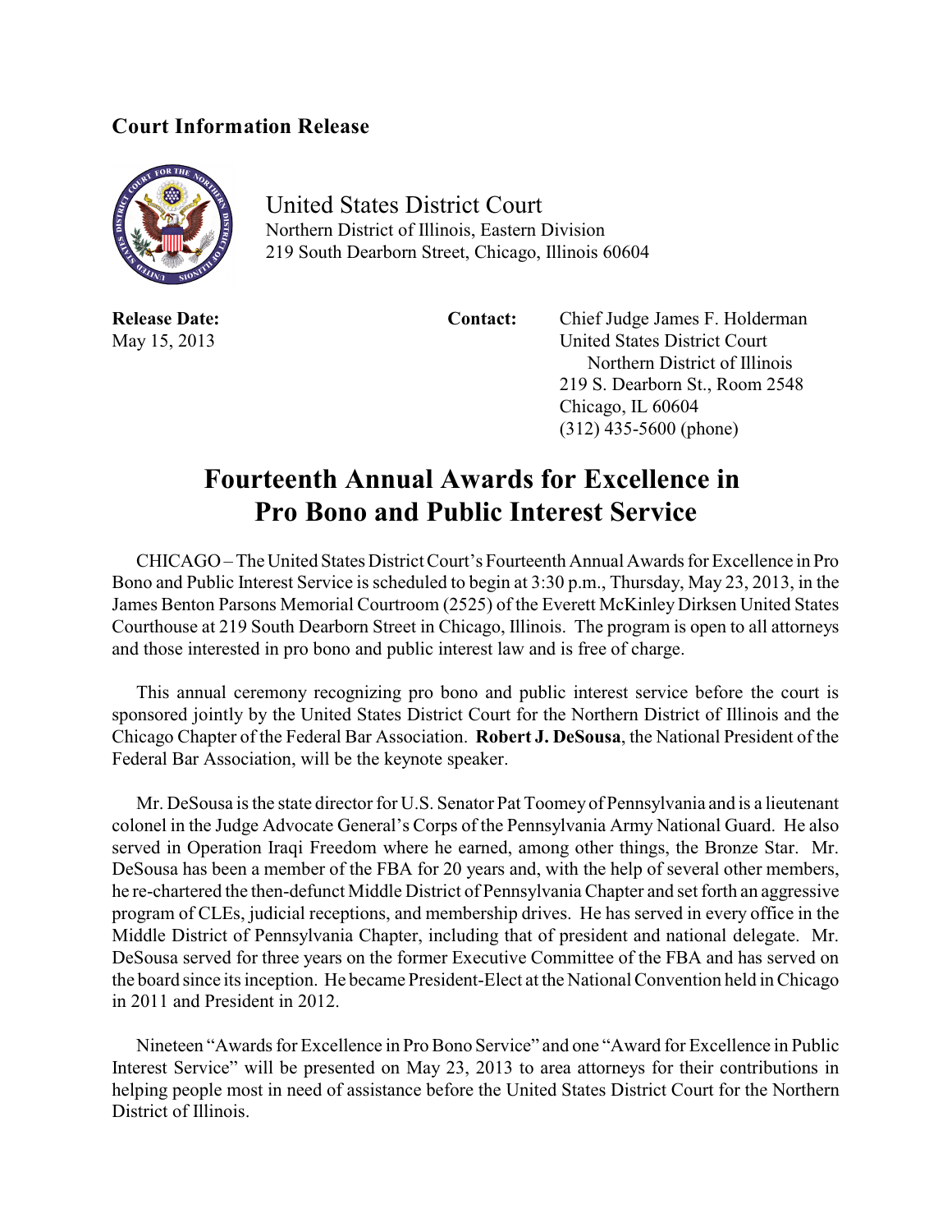**Court Information Release**

United States District Court
Northern District of Illinois, Eastern Division
219 South Dearborn Street, Chicago, Illinois 60604

**Release Date:**
May 15, 2013

**Contact:**
Chief Judge James F. Holderman
United States District Court
Northern District of Illinois
219 S. Dearborn St., Room 2548
Chicago, IL 60604
(312) 435-5600 (phone)

# Fourteenth Annual Awards for Excellence in Pro Bono and Public Interest Service

CHICAGO – The United States District Court's Fourteenth Annual Awards for Excellence in Pro Bono and Public Interest Service is scheduled to begin at 3:30 p.m., Thursday, May 23, 2013, in the James Benton Parsons Memorial Courtroom (2525) of the Everett McKinley Dirksen United States Courthouse at 219 South Dearborn Street in Chicago, Illinois. The program is open to all attorneys and those interested in pro bono and public interest law and is free of charge.

This annual ceremony recognizing pro bono and public interest service before the court is sponsored jointly by the United States District Court for the Northern District of Illinois and the Chicago Chapter of the Federal Bar Association. **Robert J. DeSousa**, the National President of the Federal Bar Association, will be the keynote speaker.

Mr. DeSousa is the state director for U.S. Senator Pat Toomey of Pennsylvania and is a lieutenant colonel in the Judge Advocate General's Corps of the Pennsylvania Army National Guard. He also served in Operation Iraqi Freedom where he earned, among other things, the Bronze Star. Mr. DeSousa has been a member of the FBA for 20 years and, with the help of several other members, he re-chartered the then-defunct Middle District of Pennsylvania Chapter and set forth an aggressive program of CLEs, judicial receptions, and membership drives. He has served in every office in the Middle District of Pennsylvania Chapter, including that of president and national delegate. Mr. DeSousa served for three years on the former Executive Committee of the FBA and has served on the board since its inception. He became President-Elect at the National Convention held in Chicago in 2011 and President in 2012.

Nineteen "Awards for Excellence in Pro Bono Service" and one "Award for Excellence in Public Interest Service" will be presented on May 23, 2013 to area attorneys for their contributions in helping people most in need of assistance before the United States District Court for the Northern District of Illinois.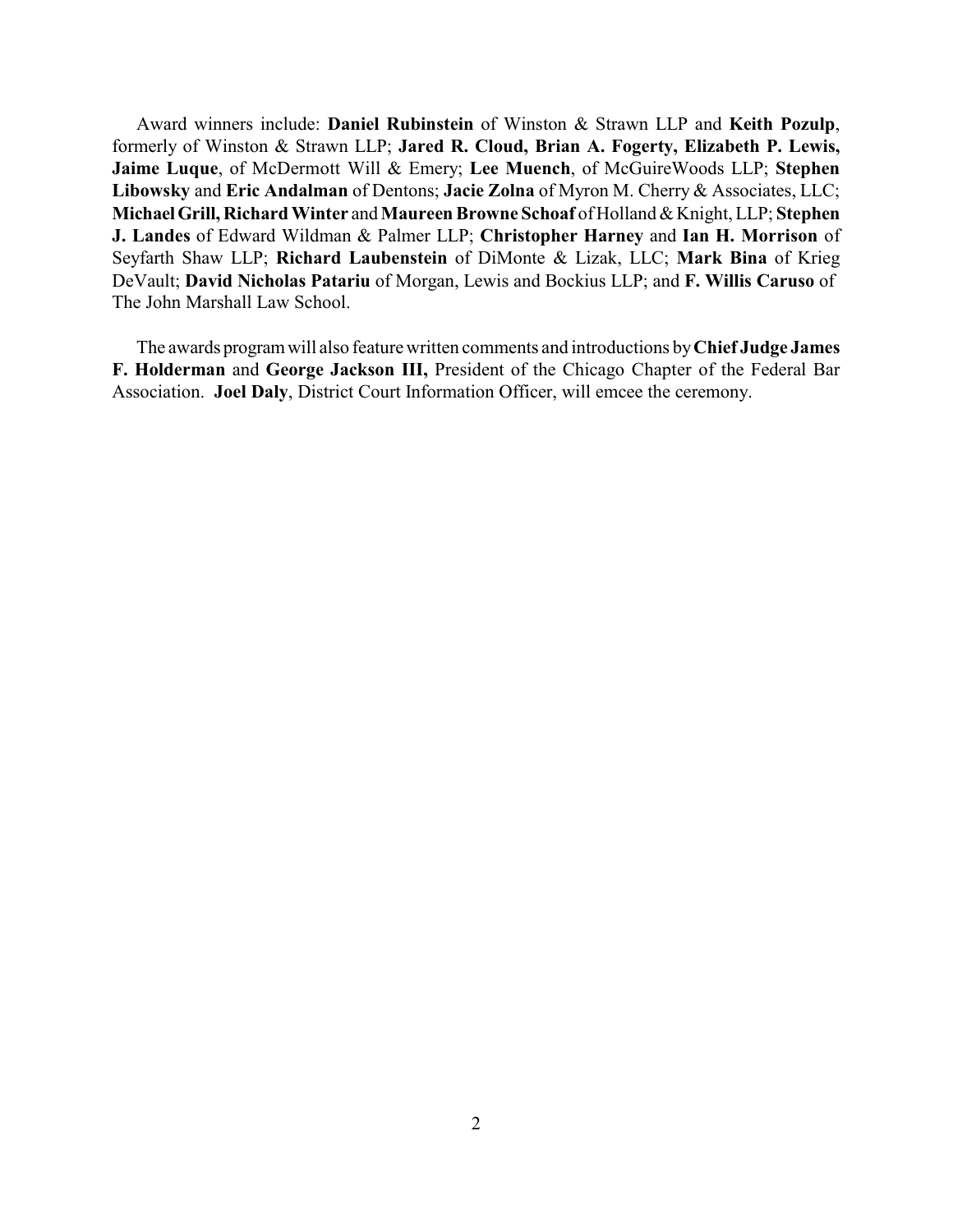Award winners include: **Daniel Rubinstein** of Winston & Strawn LLP and **Keith Pozulp**, formerly of Winston & Strawn LLP; **Jared R. Cloud, Brian A. Fogerty, Elizabeth P. Lewis, Jaime Luque**, of McDermott Will & Emery; **Lee Muench**, of McGuireWoods LLP; **Stephen Libowsky** and **Eric Andalman** of Dentons; **Jacie Zolna** of Myron M. Cherry & Associates, LLC; **Michael Grill, Richard Winter** and **Maureen Browne Schoaf** of Holland & Knight, LLP; **Stephen J. Landes** of Edward Wildman & Palmer LLP; **Christopher Harney** and **Ian H. Morrison** of Seyfarth Shaw LLP; **Richard Laubenstein** of DiMonte & Lizak, LLC; **Mark Bina** of Krieg DeVault; **David Nicholas Patariu** of Morgan, Lewis and Bockius LLP; and **F. Willis Caruso** of The John Marshall Law School.

The awards program will also feature written comments and introductions by **Chief Judge James F. Holderman** and **George Jackson III,** President of the Chicago Chapter of the Federal Bar Association. **Joel Daly**, District Court Information Officer, will emcee the ceremony.